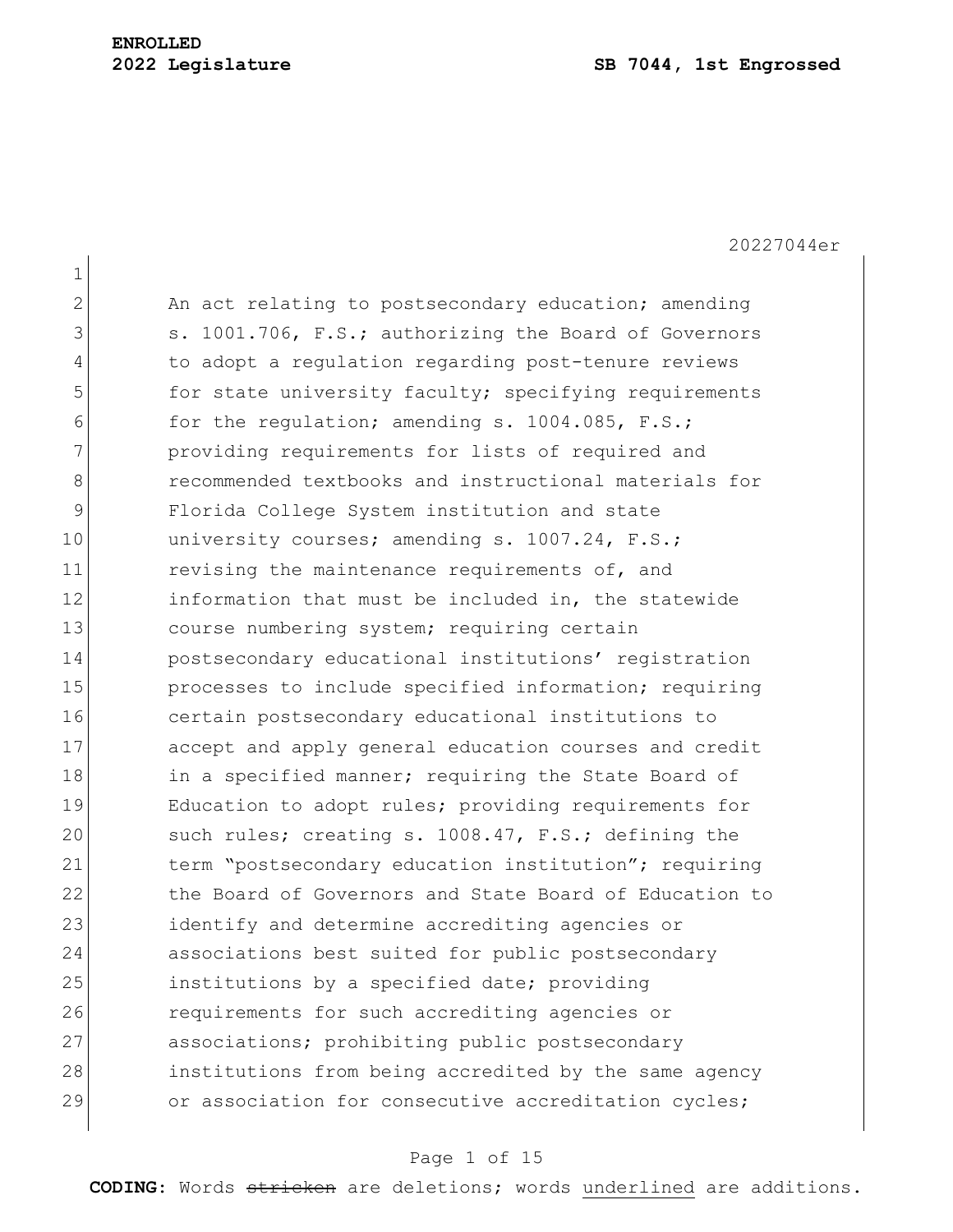**ENROLLED**
**2022 Legislature** **SB 7044, 1st Engrossed**

20227044er

An act relating to postsecondary education; amending s. 1001.706, F.S.; authorizing the Board of Governors to adopt a regulation regarding post-tenure reviews for state university faculty; specifying requirements for the regulation; amending s. 1004.085, F.S.; providing requirements for lists of required and recommended textbooks and instructional materials for Florida College System institution and state university courses; amending s. 1007.24, F.S.; revising the maintenance requirements of, and information that must be included in, the statewide course numbering system; requiring certain postsecondary educational institutions' registration processes to include specified information; requiring certain postsecondary educational institutions to accept and apply general education courses and credit in a specified manner; requiring the State Board of Education to adopt rules; providing requirements for such rules; creating s. 1008.47, F.S.; defining the term "postsecondary education institution"; requiring the Board of Governors and State Board of Education to identify and determine accrediting agencies or associations best suited for public postsecondary institutions by a specified date; providing requirements for such accrediting agencies or associations; prohibiting public postsecondary institutions from being accredited by the same agency or association for consecutive accreditation cycles;

**CODING:** Words ~~stricken~~ are deletions; words <u>underlined</u> are additions.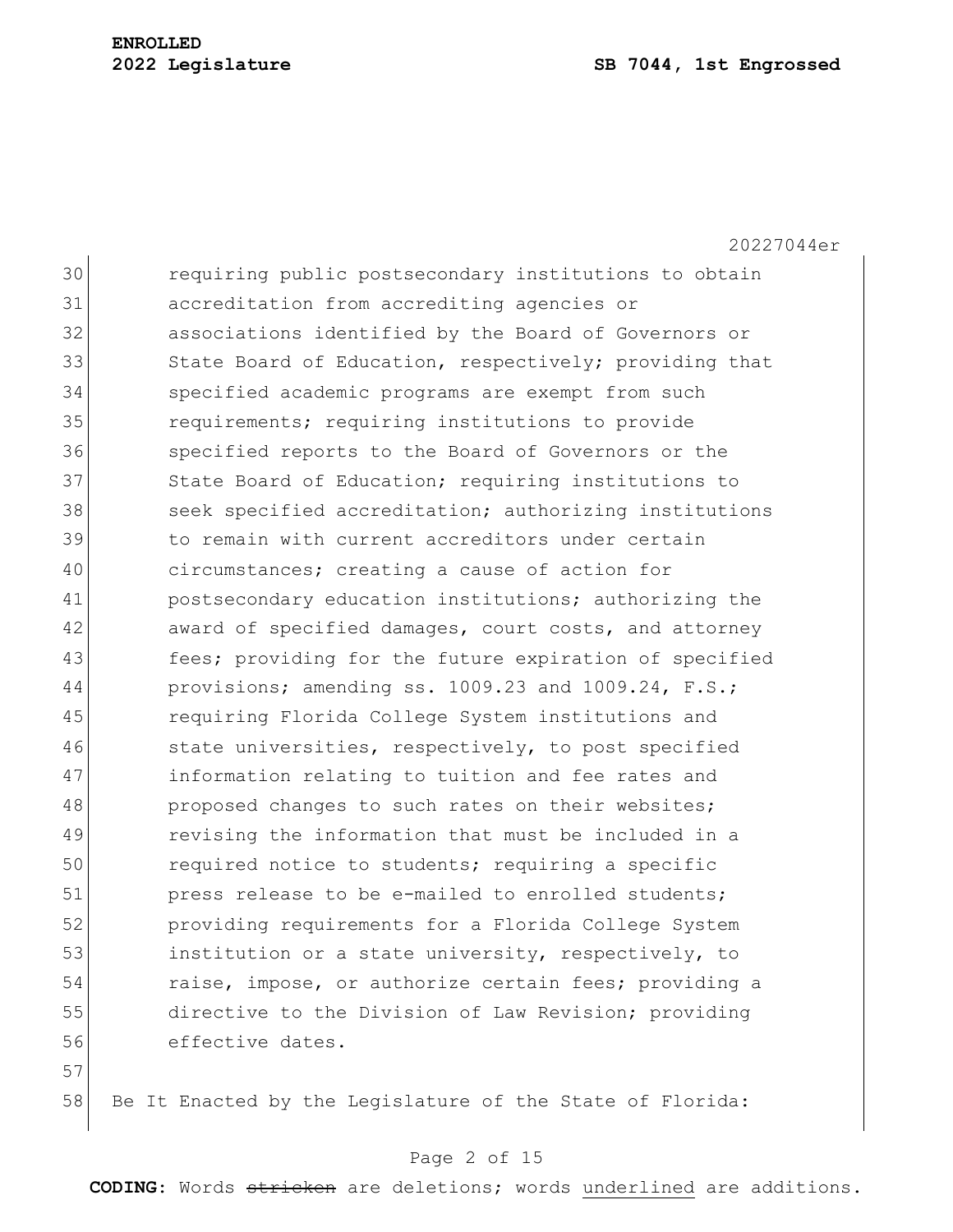requiring public postsecondary institutions to obtain accreditation from accrediting agencies or associations identified by the Board of Governors or State Board of Education, respectively; providing that specified academic programs are exempt from such requirements; requiring institutions to provide specified reports to the Board of Governors or the State Board of Education; requiring institutions to seek specified accreditation; authorizing institutions to remain with current accreditors under certain circumstances; creating a cause of action for postsecondary education institutions; authorizing the award of specified damages, court costs, and attorney fees; providing for the future expiration of specified provisions; amending ss. 1009.23 and 1009.24, F.S.; requiring Florida College System institutions and state universities, respectively, to post specified information relating to tuition and fee rates and proposed changes to such rates on their websites; revising the information that must be included in a required notice to students; requiring a specific press release to be e-mailed to enrolled students; providing requirements for a Florida College System institution or a state university, respectively, to raise, impose, or authorize certain fees; providing a directive to the Division of Law Revision; providing effective dates.

Be It Enacted by the Legislature of the State of Florida: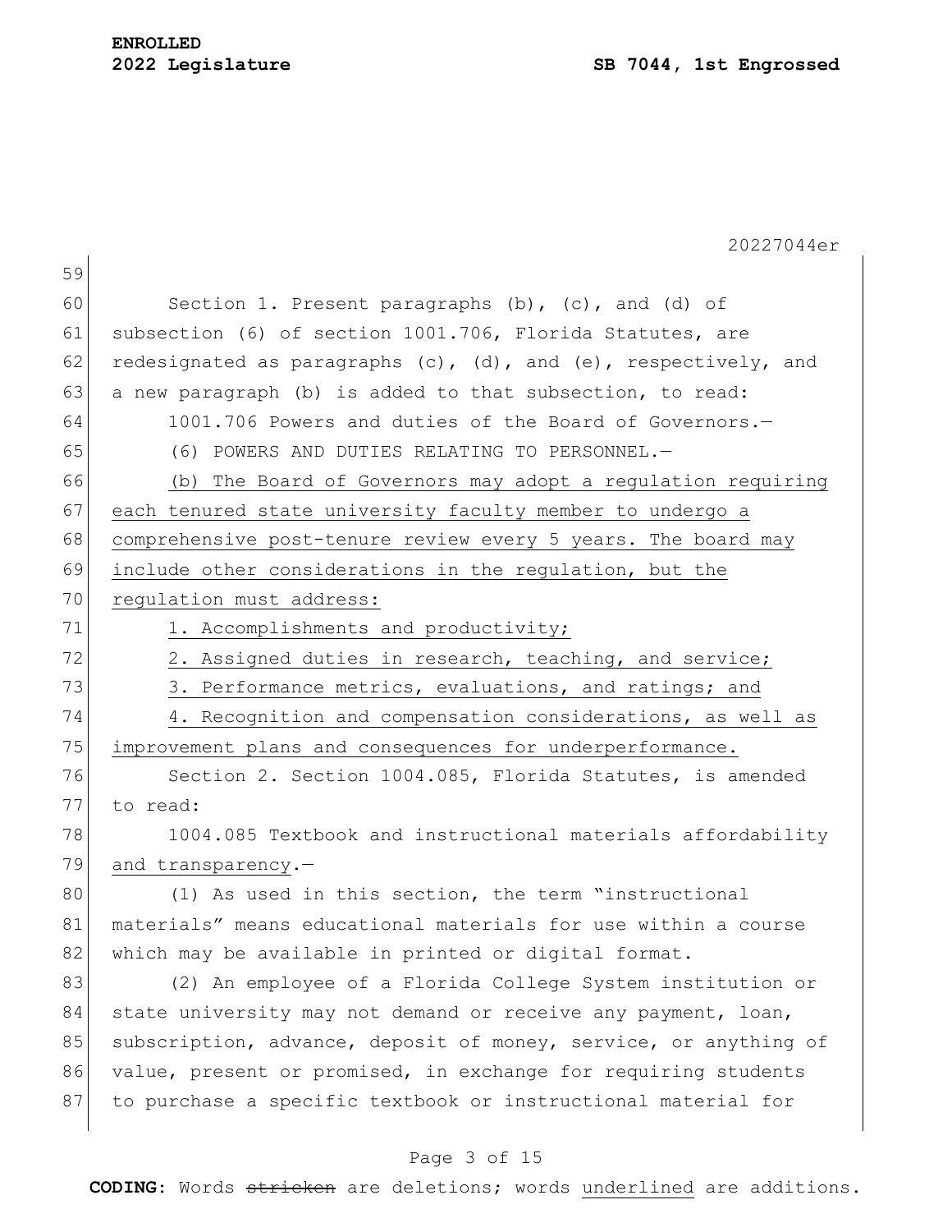Section 1. Present paragraphs (b), (c), and (d) of subsection (6) of section 1001.706, Florida Statutes, are redesignated as paragraphs (c), (d), and (e), respectively, and a new paragraph (b) is added to that subsection, to read:

1001.706 Powers and duties of the Board of Governors.—

(6) POWERS AND DUTIES RELATING TO PERSONNEL.—

<u>(b) The Board of Governors may adopt a regulation requiring each tenured state university faculty member to undergo a comprehensive post-tenure review every 5 years. The board may include other considerations in the regulation, but the regulation must address:</u>

<u>1. Accomplishments and productivity;</u>

<u>2. Assigned duties in research, teaching, and service;</u>

<u>3. Performance metrics, evaluations, and ratings; and</u>

<u>4. Recognition and compensation considerations, as well as improvement plans and consequences for underperformance.</u>

Section 2. Section 1004.085, Florida Statutes, is amended to read:

1004.085 Textbook and instructional materials affordability <u>and transparency</u>.—

(1) As used in this section, the term "instructional materials" means educational materials for use within a course which may be available in printed or digital format.

(2) An employee of a Florida College System institution or state university may not demand or receive any payment, loan, subscription, advance, deposit of money, service, or anything of value, present or promised, in exchange for requiring students to purchase a specific textbook or instructional material for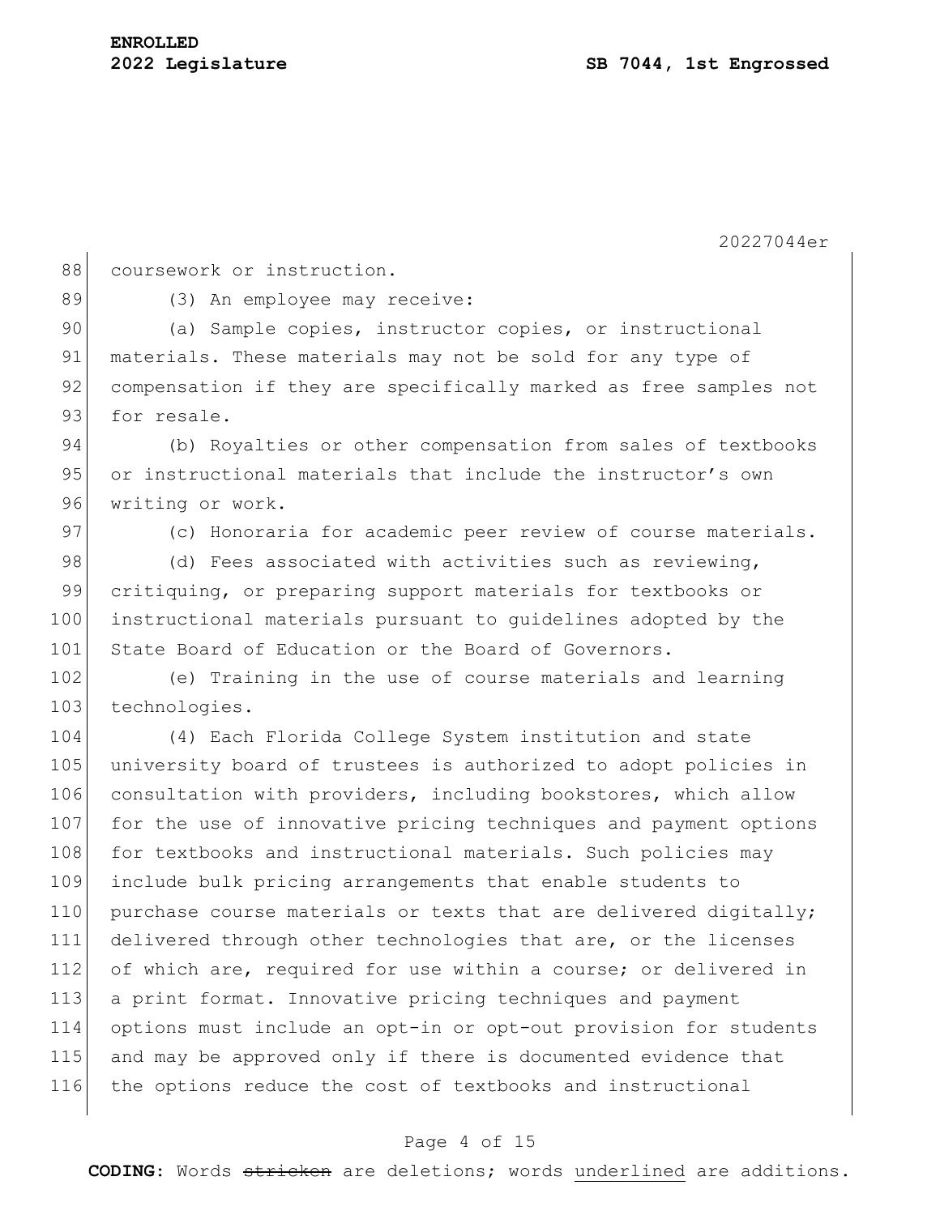coursework or instruction.

(3) An employee may receive:

(a) Sample copies, instructor copies, or instructional materials. These materials may not be sold for any type of compensation if they are specifically marked as free samples not for resale.

(b) Royalties or other compensation from sales of textbooks or instructional materials that include the instructor's own writing or work.

(c) Honoraria for academic peer review of course materials.

(d) Fees associated with activities such as reviewing, critiquing, or preparing support materials for textbooks or instructional materials pursuant to guidelines adopted by the State Board of Education or the Board of Governors.

(e) Training in the use of course materials and learning technologies.

(4) Each Florida College System institution and state university board of trustees is authorized to adopt policies in consultation with providers, including bookstores, which allow for the use of innovative pricing techniques and payment options for textbooks and instructional materials. Such policies may include bulk pricing arrangements that enable students to purchase course materials or texts that are delivered digitally; delivered through other technologies that are, or the licenses of which are, required for use within a course; or delivered in a print format. Innovative pricing techniques and payment options must include an opt-in or opt-out provision for students and may be approved only if there is documented evidence that the options reduce the cost of textbooks and instructional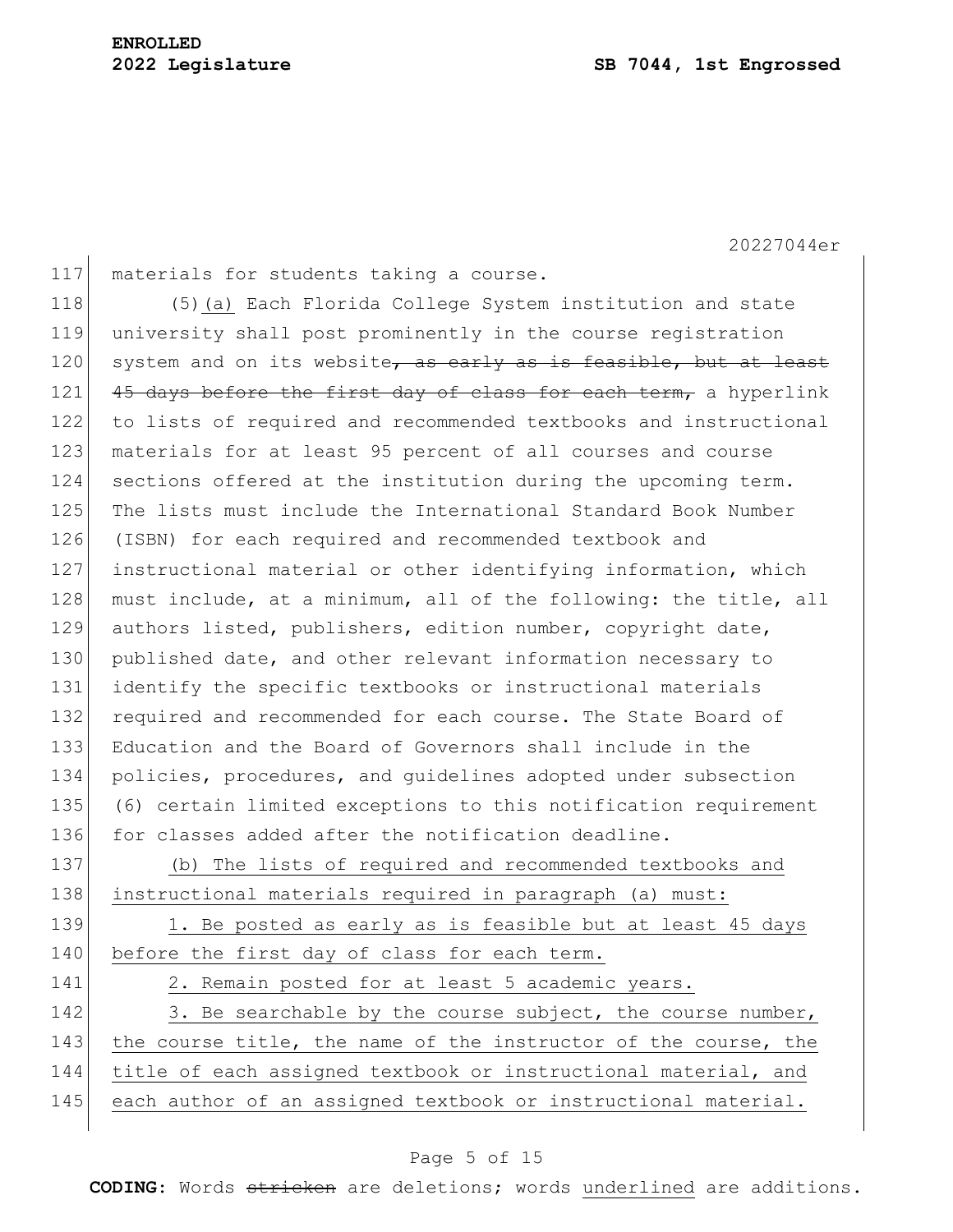materials for students taking a course.

(5)(a) Each Florida College System institution and state university shall post prominently in the course registration system and on its website~~, as early as is feasible, but at least 45 days before the first day of class for each term,~~ a hyperlink to lists of required and recommended textbooks and instructional materials for at least 95 percent of all courses and course sections offered at the institution during the upcoming term. The lists must include the International Standard Book Number (ISBN) for each required and recommended textbook and instructional material or other identifying information, which must include, at a minimum, all of the following: the title, all authors listed, publishers, edition number, copyright date, published date, and other relevant information necessary to identify the specific textbooks or instructional materials required and recommended for each course. The State Board of Education and the Board of Governors shall include in the policies, procedures, and guidelines adopted under subsection (6) certain limited exceptions to this notification requirement for classes added after the notification deadline.

<u>(b) The lists of required and recommended textbooks and instructional materials required in paragraph (a) must:</u>

<u>1. Be posted as early as is feasible but at least 45 days before the first day of class for each term.</u>

<u>2. Remain posted for at least 5 academic years.</u>

<u>3. Be searchable by the course subject, the course number, the course title, the name of the instructor of the course, the title of each assigned textbook or instructional material, and each author of an assigned textbook or instructional material.</u>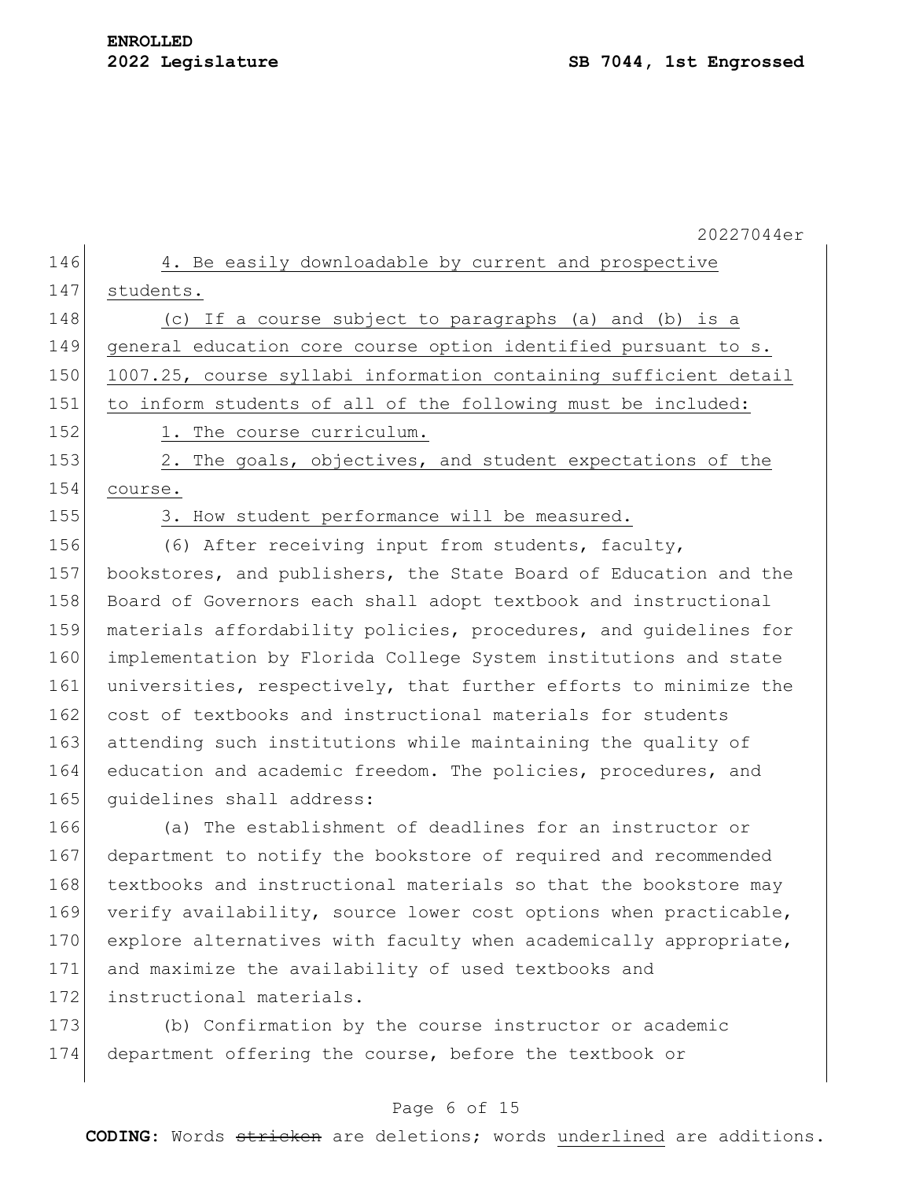4. Be easily downloadable by current and prospective students.

(c) If a course subject to paragraphs (a) and (b) is a general education core course option identified pursuant to s. 1007.25, course syllabi information containing sufficient detail to inform students of all of the following must be included:

1. The course curriculum.

2. The goals, objectives, and student expectations of the course.

3. How student performance will be measured.

(6) After receiving input from students, faculty, bookstores, and publishers, the State Board of Education and the Board of Governors each shall adopt textbook and instructional materials affordability policies, procedures, and guidelines for implementation by Florida College System institutions and state universities, respectively, that further efforts to minimize the cost of textbooks and instructional materials for students attending such institutions while maintaining the quality of education and academic freedom. The policies, procedures, and guidelines shall address:

(a) The establishment of deadlines for an instructor or department to notify the bookstore of required and recommended textbooks and instructional materials so that the bookstore may verify availability, source lower cost options when practicable, explore alternatives with faculty when academically appropriate, and maximize the availability of used textbooks and instructional materials.

(b) Confirmation by the course instructor or academic department offering the course, before the textbook or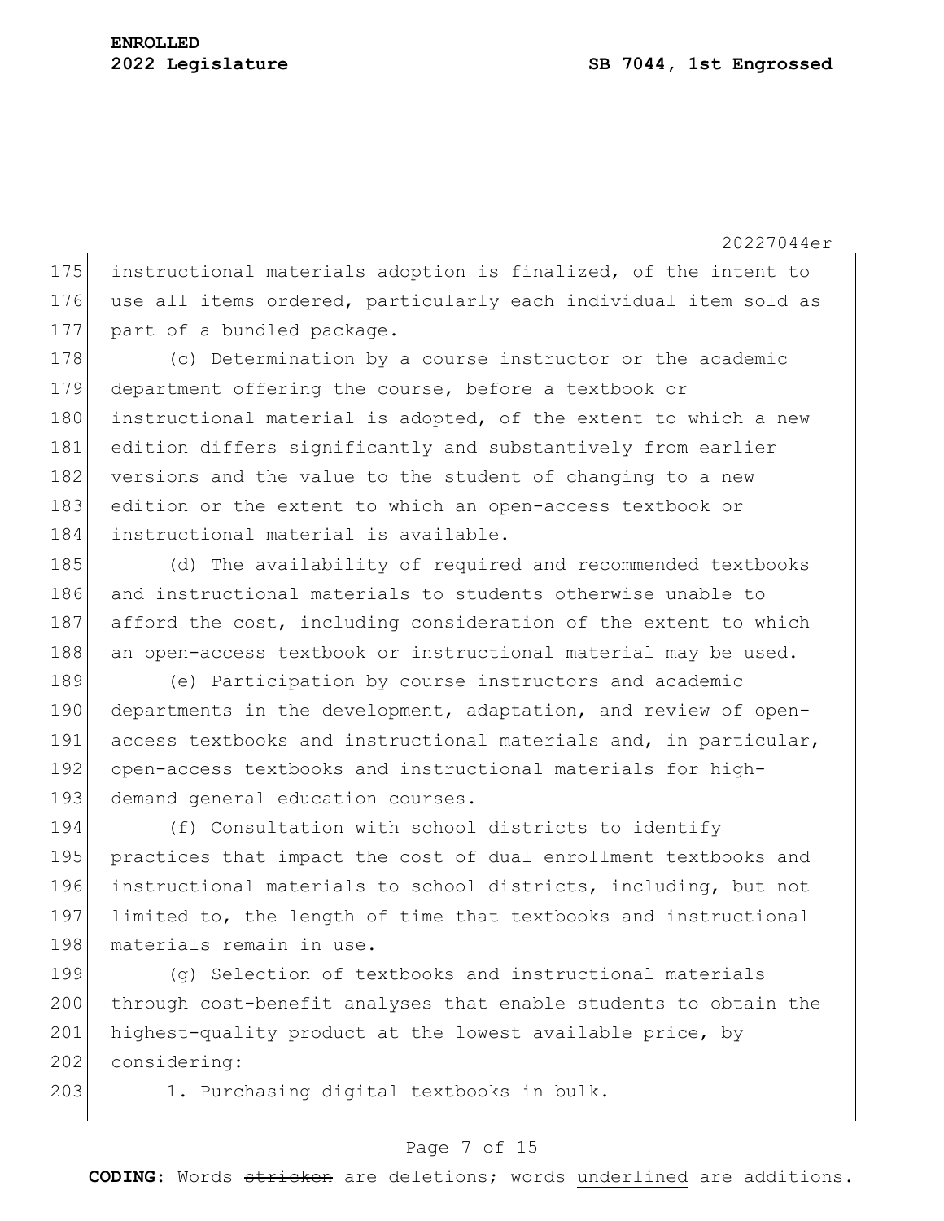instructional materials adoption is finalized, of the intent to use all items ordered, particularly each individual item sold as part of a bundled package.

(c) Determination by a course instructor or the academic department offering the course, before a textbook or instructional material is adopted, of the extent to which a new edition differs significantly and substantively from earlier versions and the value to the student of changing to a new edition or the extent to which an open-access textbook or instructional material is available.

(d) The availability of required and recommended textbooks and instructional materials to students otherwise unable to afford the cost, including consideration of the extent to which an open-access textbook or instructional material may be used.

(e) Participation by course instructors and academic departments in the development, adaptation, and review of open-access textbooks and instructional materials and, in particular, open-access textbooks and instructional materials for high-demand general education courses.

(f) Consultation with school districts to identify practices that impact the cost of dual enrollment textbooks and instructional materials to school districts, including, but not limited to, the length of time that textbooks and instructional materials remain in use.

(g) Selection of textbooks and instructional materials through cost-benefit analyses that enable students to obtain the highest-quality product at the lowest available price, by considering:

1. Purchasing digital textbooks in bulk.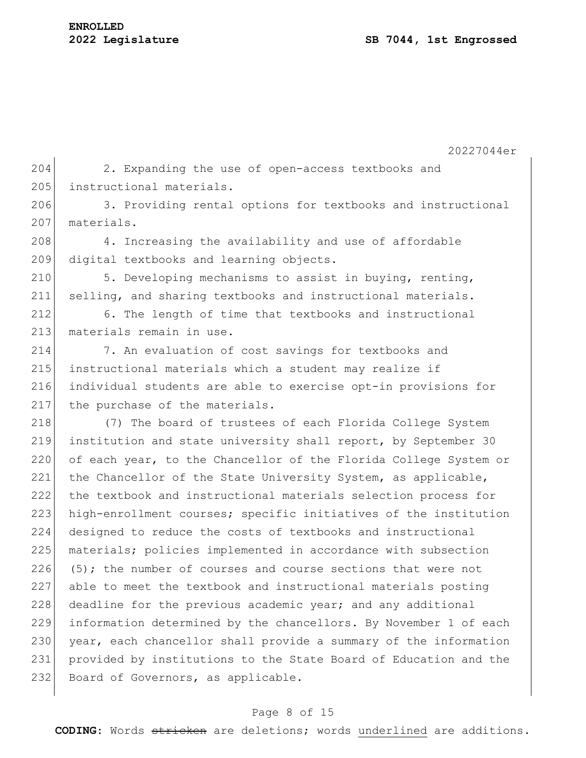2. Expanding the use of open-access textbooks and instructional materials.

3. Providing rental options for textbooks and instructional materials.

4. Increasing the availability and use of affordable digital textbooks and learning objects.

5. Developing mechanisms to assist in buying, renting, selling, and sharing textbooks and instructional materials.

6. The length of time that textbooks and instructional materials remain in use.

7. An evaluation of cost savings for textbooks and instructional materials which a student may realize if individual students are able to exercise opt-in provisions for the purchase of the materials.

(7) The board of trustees of each Florida College System institution and state university shall report, by September 30 of each year, to the Chancellor of the Florida College System or the Chancellor of the State University System, as applicable, the textbook and instructional materials selection process for high-enrollment courses; specific initiatives of the institution designed to reduce the costs of textbooks and instructional materials; policies implemented in accordance with subsection (5); the number of courses and course sections that were not able to meet the textbook and instructional materials posting deadline for the previous academic year; and any additional information determined by the chancellors. By November 1 of each year, each chancellor shall provide a summary of the information provided by institutions to the State Board of Education and the Board of Governors, as applicable.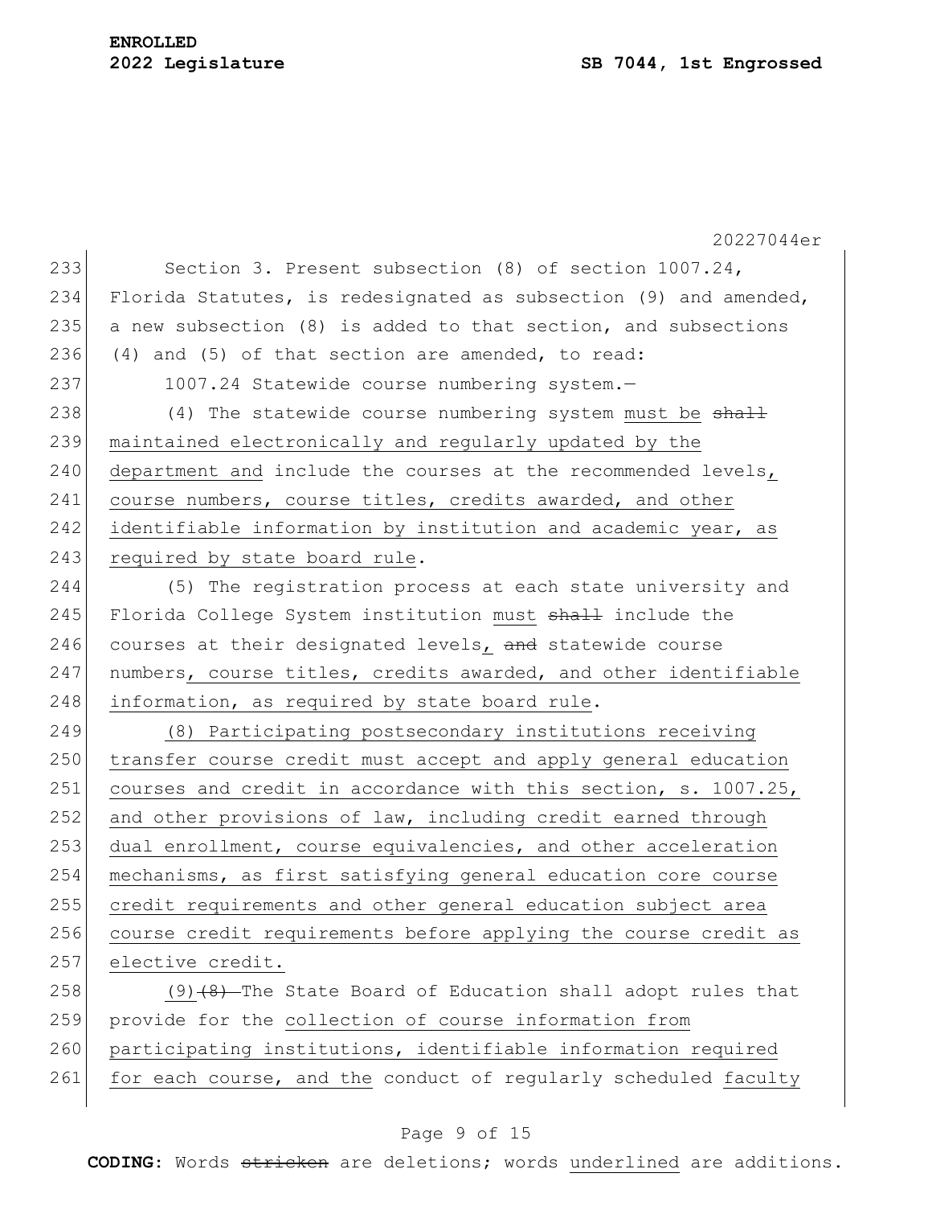Section 3. Present subsection (8) of section 1007.24, Florida Statutes, is redesignated as subsection (9) and amended, a new subsection (8) is added to that section, and subsections (4) and (5) of that section are amended, to read:

1007.24 Statewide course numbering system.—

(4) The statewide course numbering system <u>must be</u> ~~shall~~ <u>maintained electronically and regularly updated by the department and</u> include the courses at the recommended levels<u>, course numbers, course titles, credits awarded, and other identifiable information by institution and academic year, as required by state board rule</u>.

(5) The registration process at each state university and Florida College System institution <u>must</u> ~~shall~~ include the courses at their designated levels<u>,</u> ~~and~~ statewide course numbers<u>, course titles, credits awarded, and other identifiable information, as required by state board rule</u>.

<u>(8) Participating postsecondary institutions receiving transfer course credit must accept and apply general education courses and credit in accordance with this section, s. 1007.25, and other provisions of law, including credit earned through dual enrollment, course equivalencies, and other acceleration mechanisms, as first satisfying general education core course credit requirements and other general education subject area course credit requirements before applying the course credit as elective credit.</u>

<u>(9)</u>~~(8)~~ The State Board of Education shall adopt rules that provide for the <u>collection of course information from participating institutions, identifiable information required for each course, and the</u> conduct of regularly scheduled <u>faculty</u>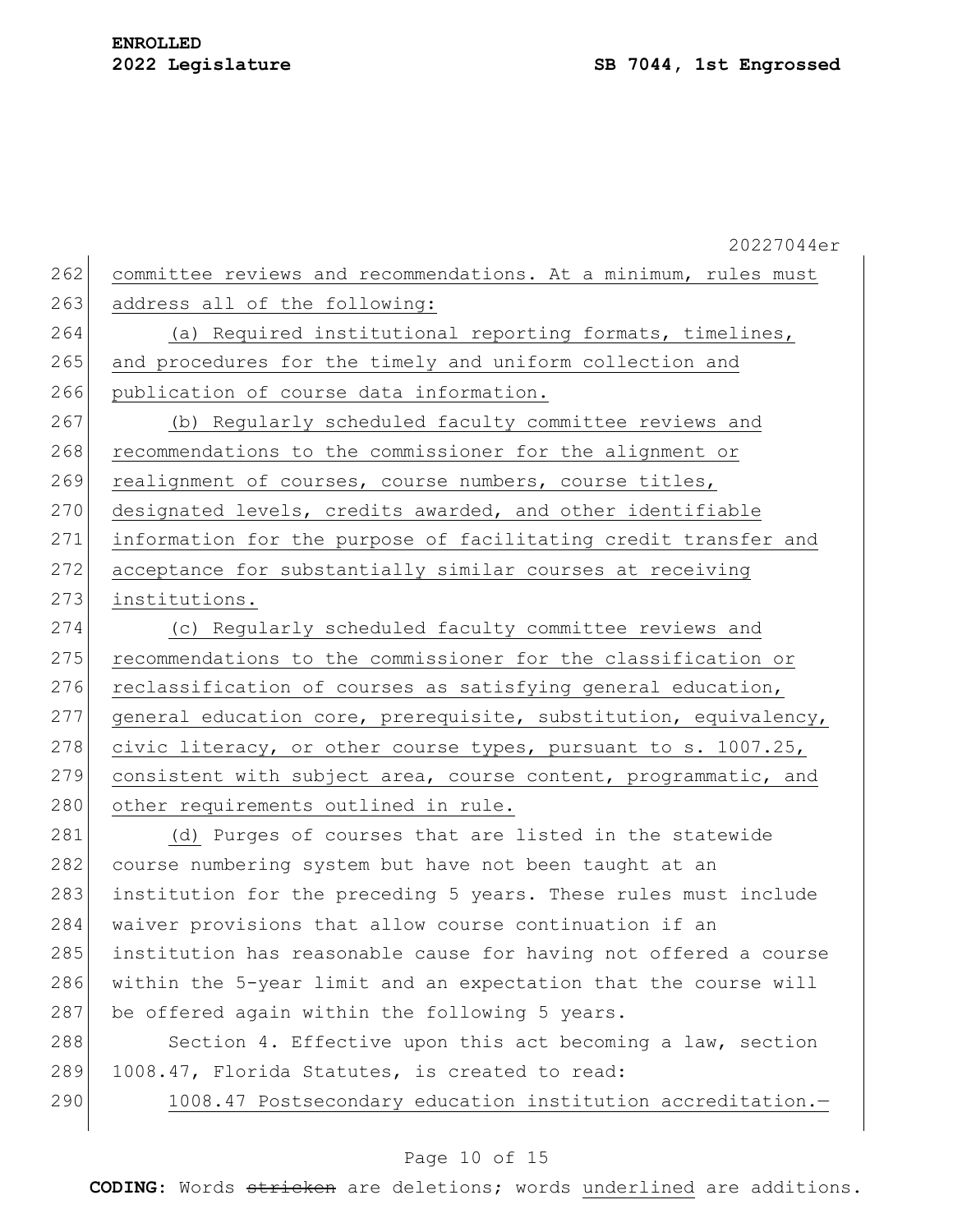committee reviews and recommendations. At a minimum, rules must address all of the following:

(a) Required institutional reporting formats, timelines, and procedures for the timely and uniform collection and publication of course data information.

(b) Regularly scheduled faculty committee reviews and recommendations to the commissioner for the alignment or realignment of courses, course numbers, course titles, designated levels, credits awarded, and other identifiable information for the purpose of facilitating credit transfer and acceptance for substantially similar courses at receiving institutions.

(c) Regularly scheduled faculty committee reviews and recommendations to the commissioner for the classification or reclassification of courses as satisfying general education, general education core, prerequisite, substitution, equivalency, civic literacy, or other course types, pursuant to s. 1007.25, consistent with subject area, course content, programmatic, and other requirements outlined in rule.

(d) Purges of courses that are listed in the statewide course numbering system but have not been taught at an institution for the preceding 5 years. These rules must include waiver provisions that allow course continuation if an institution has reasonable cause for having not offered a course within the 5-year limit and an expectation that the course will be offered again within the following 5 years.

Section 4. Effective upon this act becoming a law, section 1008.47, Florida Statutes, is created to read:

1008.47 Postsecondary education institution accreditation.—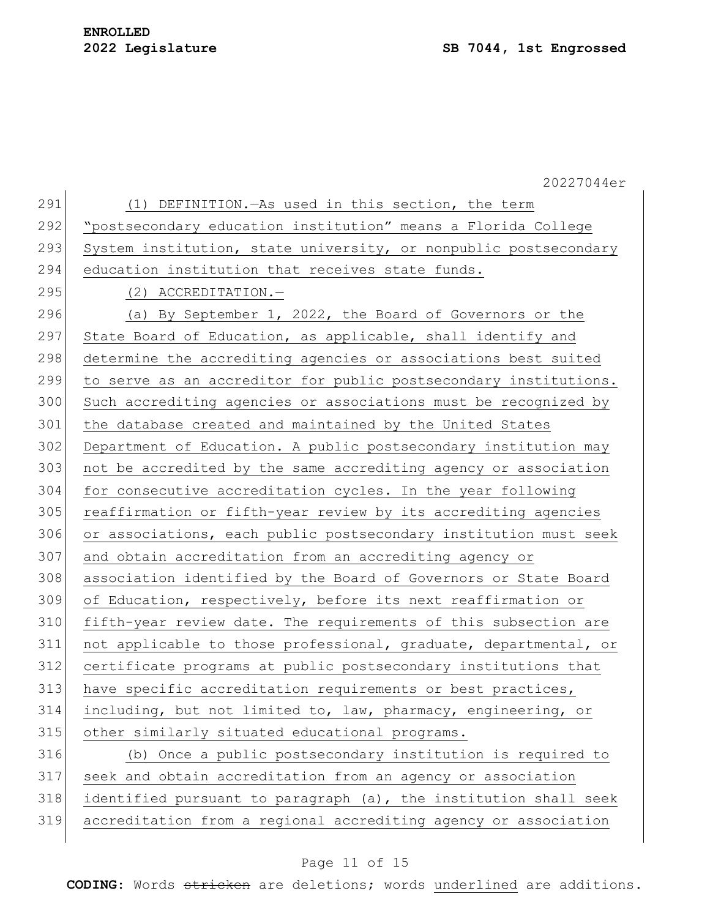(1) DEFINITION.—As used in this section, the term "postsecondary education institution" means a Florida College System institution, state university, or nonpublic postsecondary education institution that receives state funds.

(2) ACCREDITATION.—

(a) By September 1, 2022, the Board of Governors or the State Board of Education, as applicable, shall identify and determine the accrediting agencies or associations best suited to serve as an accreditor for public postsecondary institutions. Such accrediting agencies or associations must be recognized by the database created and maintained by the United States Department of Education. A public postsecondary institution may not be accredited by the same accrediting agency or association for consecutive accreditation cycles. In the year following reaffirmation or fifth-year review by its accrediting agencies or associations, each public postsecondary institution must seek and obtain accreditation from an accrediting agency or association identified by the Board of Governors or State Board of Education, respectively, before its next reaffirmation or fifth-year review date. The requirements of this subsection are not applicable to those professional, graduate, departmental, or certificate programs at public postsecondary institutions that have specific accreditation requirements or best practices, including, but not limited to, law, pharmacy, engineering, or other similarly situated educational programs.

(b) Once a public postsecondary institution is required to seek and obtain accreditation from an agency or association identified pursuant to paragraph (a), the institution shall seek accreditation from a regional accrediting agency or association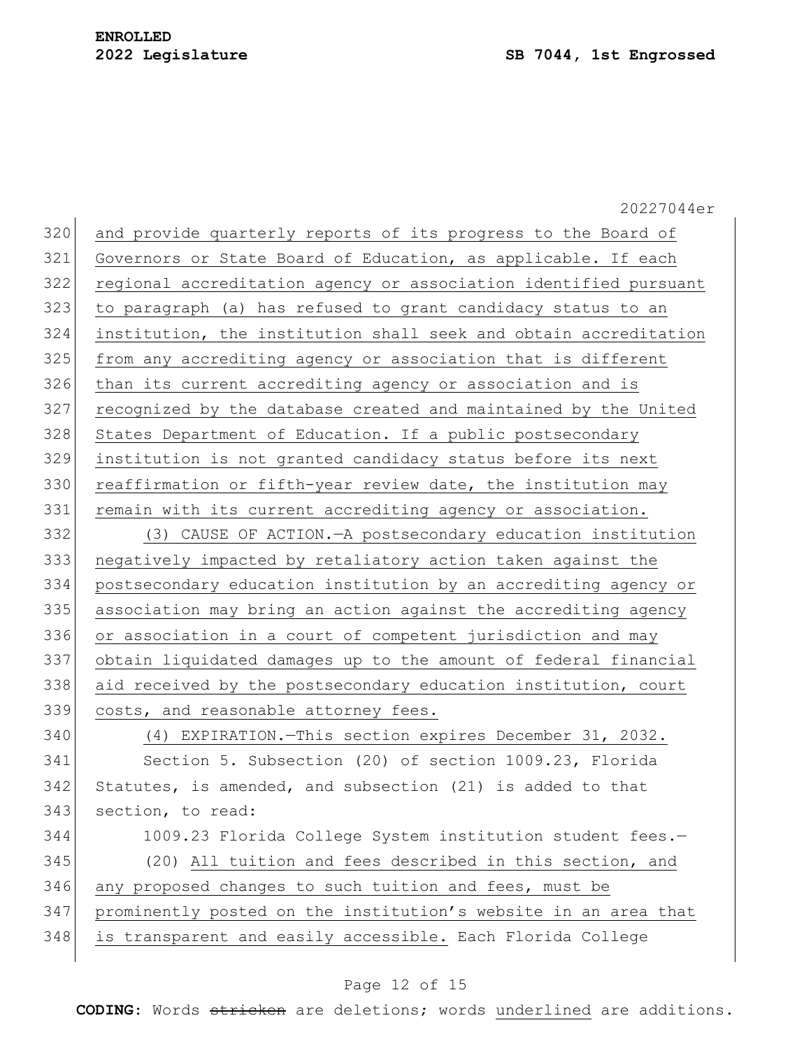and provide quarterly reports of its progress to the Board of Governors or State Board of Education, as applicable. If each regional accreditation agency or association identified pursuant to paragraph (a) has refused to grant candidacy status to an institution, the institution shall seek and obtain accreditation from any accrediting agency or association that is different than its current accrediting agency or association and is recognized by the database created and maintained by the United States Department of Education. If a public postsecondary institution is not granted candidacy status before its next reaffirmation or fifth-year review date, the institution may remain with its current accrediting agency or association.

(3) CAUSE OF ACTION.—A postsecondary education institution negatively impacted by retaliatory action taken against the postsecondary education institution by an accrediting agency or association may bring an action against the accrediting agency or association in a court of competent jurisdiction and may obtain liquidated damages up to the amount of federal financial aid received by the postsecondary education institution, court costs, and reasonable attorney fees.

(4) EXPIRATION.—This section expires December 31, 2032.

Section 5. Subsection (20) of section 1009.23, Florida Statutes, is amended, and subsection (21) is added to that section, to read:

1009.23 Florida College System institution student fees.—

(20) All tuition and fees described in this section, and any proposed changes to such tuition and fees, must be prominently posted on the institution's website in an area that is transparent and easily accessible. Each Florida College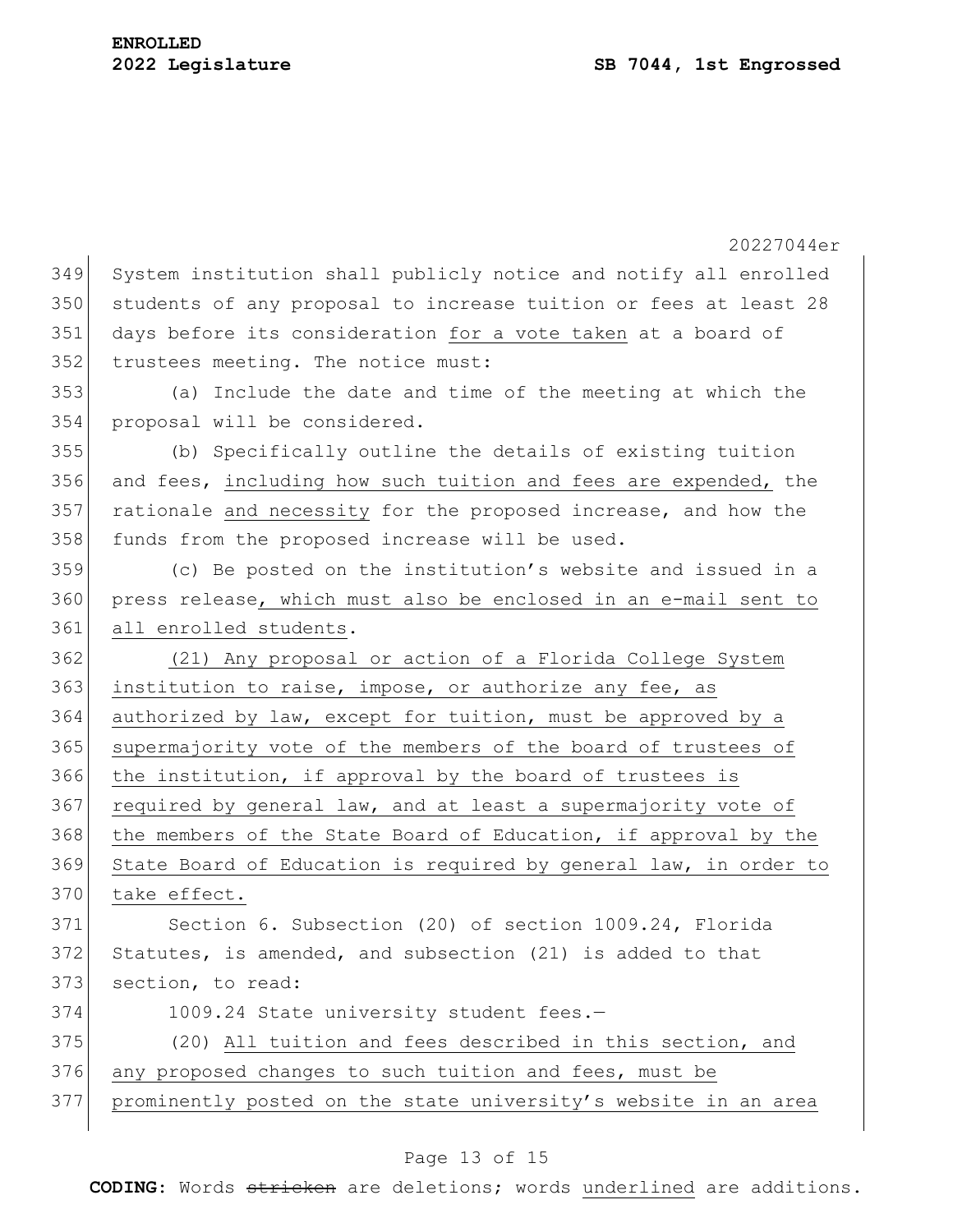System institution shall publicly notice and notify all enrolled students of any proposal to increase tuition or fees at least 28 days before its consideration <u>for a vote taken</u> at a board of trustees meeting. The notice must:

(a) Include the date and time of the meeting at which the proposal will be considered.

(b) Specifically outline the details of existing tuition and fees, <u>including how such tuition and fees are expended,</u> the rationale <u>and necessity</u> for the proposed increase, and how the funds from the proposed increase will be used.

(c) Be posted on the institution's website and issued in a press release<u>, which must also be enclosed in an e-mail sent to all enrolled students</u>.

<u>(21) Any proposal or action of a Florida College System institution to raise, impose, or authorize any fee, as authorized by law, except for tuition, must be approved by a supermajority vote of the members of the board of trustees of the institution, if approval by the board of trustees is required by general law, and at least a supermajority vote of the members of the State Board of Education, if approval by the State Board of Education is required by general law, in order to take effect.</u>

Section 6. Subsection (20) of section 1009.24, Florida Statutes, is amended, and subsection (21) is added to that section, to read:

1009.24 State university student fees.—

(20) <u>All tuition and fees described in this section, and any proposed changes to such tuition and fees, must be prominently posted on the state university's website in an area</u>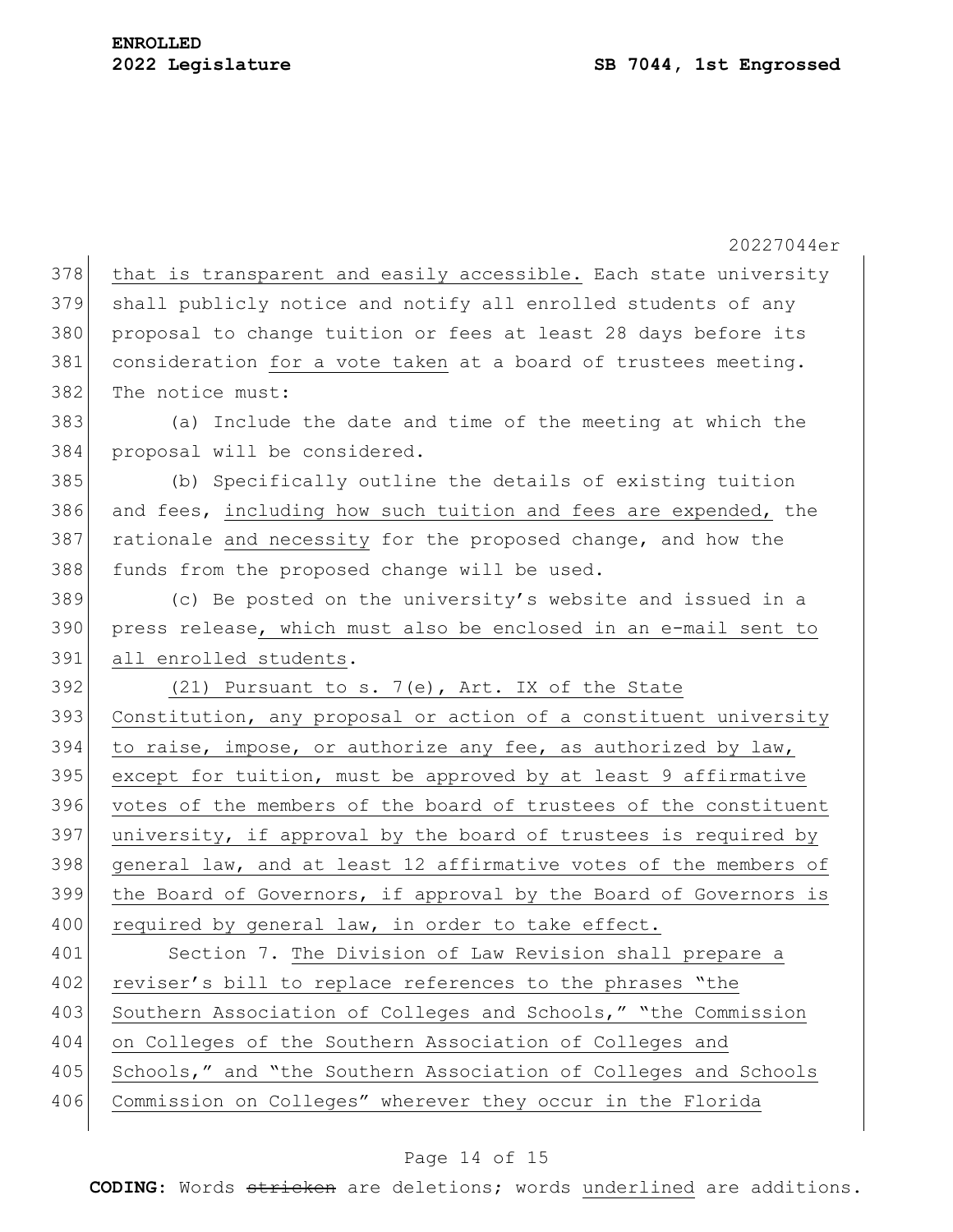that is transparent and easily accessible. Each state university shall publicly notice and notify all enrolled students of any proposal to change tuition or fees at least 28 days before its consideration <u>for a vote taken</u> at a board of trustees meeting. The notice must:

(a) Include the date and time of the meeting at which the proposal will be considered.

(b) Specifically outline the details of existing tuition and fees, <u>including how such tuition and fees are expended,</u> the rationale <u>and necessity</u> for the proposed change, and how the funds from the proposed change will be used.

(c) Be posted on the university's website and issued in a press release<u>, which must also be enclosed in an e-mail sent to all enrolled students</u>.

<u>(21) Pursuant to s. 7(e), Art. IX of the State Constitution, any proposal or action of a constituent university to raise, impose, or authorize any fee, as authorized by law, except for tuition, must be approved by at least 9 affirmative votes of the members of the board of trustees of the constituent university, if approval by the board of trustees is required by general law, and at least 12 affirmative votes of the members of the Board of Governors, if approval by the Board of Governors is required by general law, in order to take effect.</u>

Section 7. <u>The Division of Law Revision shall prepare a reviser's bill to replace references to the phrases "the Southern Association of Colleges and Schools," "the Commission on Colleges of the Southern Association of Colleges and Schools," and "the Southern Association of Colleges and Schools Commission on Colleges" wherever they occur in the Florida</u>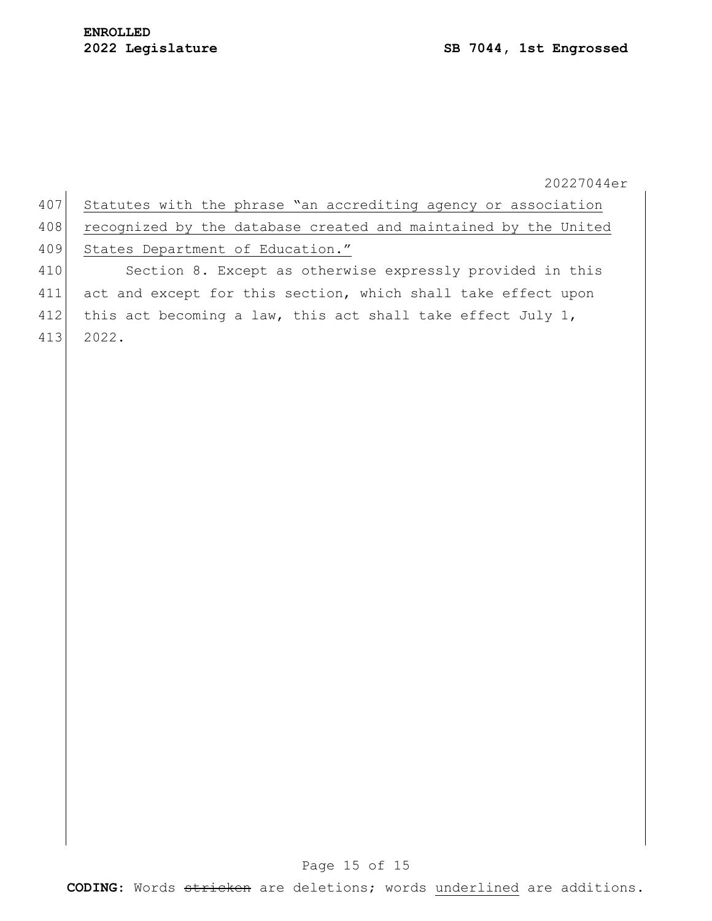Statutes with the phrase "an accrediting agency or association recognized by the database created and maintained by the United States Department of Education."

Section 8. Except as otherwise expressly provided in this act and except for this section, which shall take effect upon this act becoming a law, this act shall take effect July 1, 2022.